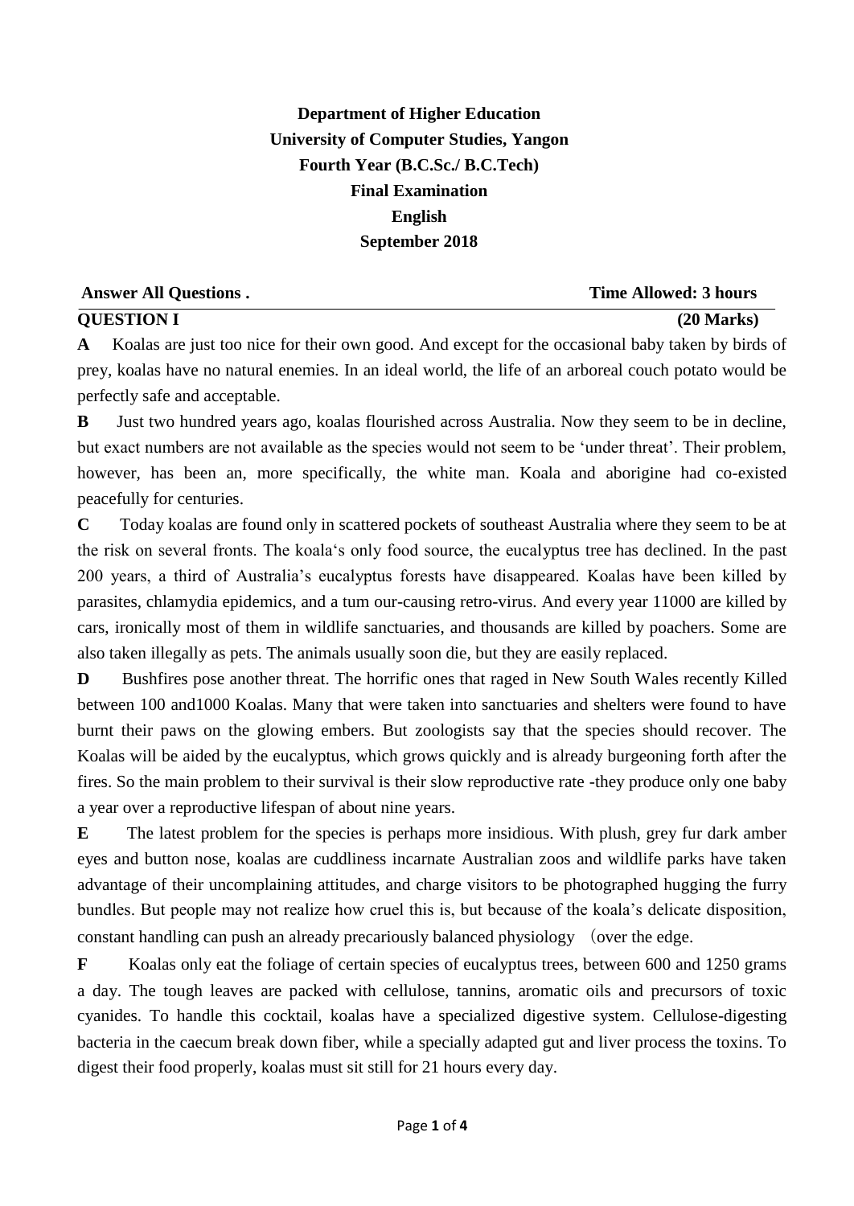**Department of Higher Education**

**University of Computer Studies, Yangon**

**Fourth Year (B.C.Sc./ B.C.Tech)**

**Final Examination**

**English**

**September 2018**

**Answer All Questions .** **Time Allowed: 3 hours**

**QUESTION I** **(20 Marks)**

**A** Koalas are just too nice for their own good. And except for the occasional baby taken by birds of prey, koalas have no natural enemies. In an ideal world, the life of an arboreal couch potato would be perfectly safe and acceptable.

**B** Just two hundred years ago, koalas flourished across Australia. Now they seem to be in decline, but exact numbers are not available as the species would not seem to be 'under threat'. Their problem, however, has been an, more specifically, the white man. Koala and aborigine had co-existed peacefully for centuries.

**C** Today koalas are found only in scattered pockets of southeast Australia where they seem to be at the risk on several fronts. The koala's only food source, the eucalyptus tree has declined. In the past 200 years, a third of Australia's eucalyptus forests have disappeared. Koalas have been killed by parasites, chlamydia epidemics, and a tum our-causing retro-virus. And every year 11000 are killed by cars, ironically most of them in wildlife sanctuaries, and thousands are killed by poachers. Some are also taken illegally as pets. The animals usually soon die, but they are easily replaced.

**D** Bushfires pose another threat. The horrific ones that raged in New South Wales recently Killed between 100 and1000 Koalas. Many that were taken into sanctuaries and shelters were found to have burnt their paws on the glowing embers. But zoologists say that the species should recover. The Koalas will be aided by the eucalyptus, which grows quickly and is already burgeoning forth after the fires. So the main problem to their survival is their slow reproductive rate -they produce only one baby a year over a reproductive lifespan of about nine years.

**E** The latest problem for the species is perhaps more insidious. With plush, grey fur dark amber eyes and button nose, koalas are cuddliness incarnate Australian zoos and wildlife parks have taken advantage of their uncomplaining attitudes, and charge visitors to be photographed hugging the furry bundles. But people may not realize how cruel this is, but because of the koala's delicate disposition, constant handling can push an already precariously balanced physiology （over the edge.

**F** Koalas only eat the foliage of certain species of eucalyptus trees, between 600 and 1250 grams a day. The tough leaves are packed with cellulose, tannins, aromatic oils and precursors of toxic cyanides. To handle this cocktail, koalas have a specialized digestive system. Cellulose-digesting bacteria in the caecum break down fiber, while a specially adapted gut and liver process the toxins. To digest their food properly, koalas must sit still for 21 hours every day.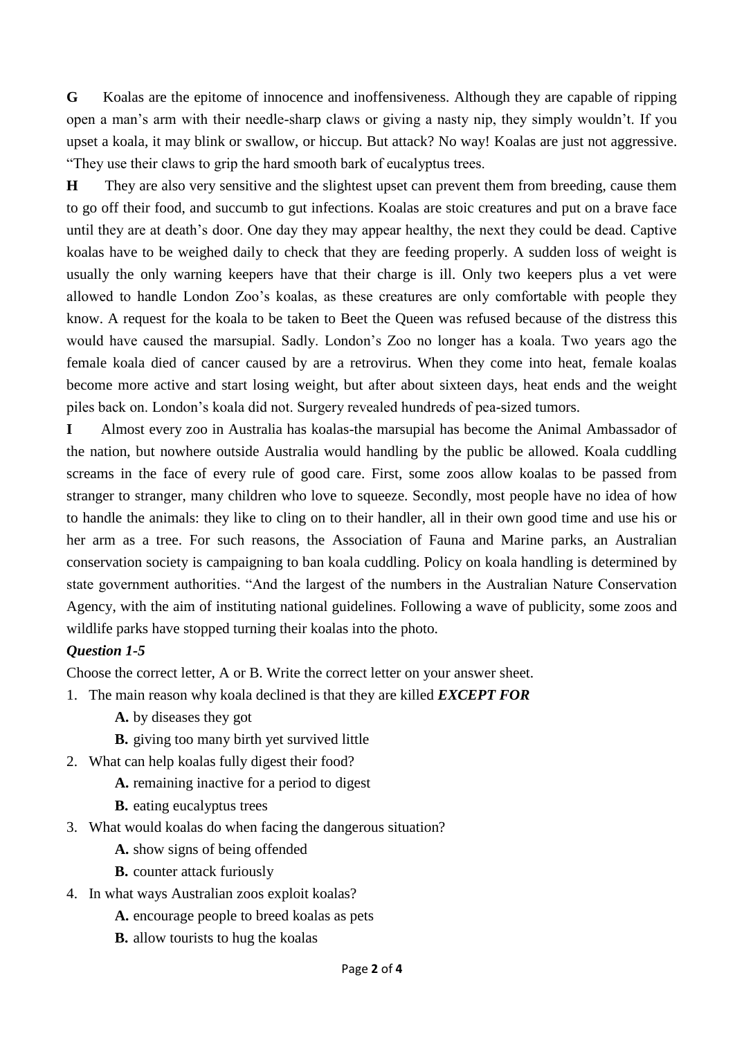**G** Koalas are the epitome of innocence and inoffensiveness. Although they are capable of ripping open a man's arm with their needle-sharp claws or giving a nasty nip, they simply wouldn't. If you upset a koala, it may blink or swallow, or hiccup. But attack? No way! Koalas are just not aggressive. "They use their claws to grip the hard smooth bark of eucalyptus trees.

**H** They are also very sensitive and the slightest upset can prevent them from breeding, cause them to go off their food, and succumb to gut infections. Koalas are stoic creatures and put on a brave face until they are at death's door. One day they may appear healthy, the next they could be dead. Captive koalas have to be weighed daily to check that they are feeding properly. A sudden loss of weight is usually the only warning keepers have that their charge is ill. Only two keepers plus a vet were allowed to handle London Zoo's koalas, as these creatures are only comfortable with people they know. A request for the koala to be taken to Beet the Queen was refused because of the distress this would have caused the marsupial. Sadly. London's Zoo no longer has a koala. Two years ago the female koala died of cancer caused by are a retrovirus. When they come into heat, female koalas become more active and start losing weight, but after about sixteen days, heat ends and the weight piles back on. London's koala did not. Surgery revealed hundreds of pea-sized tumors.

**I** Almost every zoo in Australia has koalas-the marsupial has become the Animal Ambassador of the nation, but nowhere outside Australia would handling by the public be allowed. Koala cuddling screams in the face of every rule of good care. First, some zoos allow koalas to be passed from stranger to stranger, many children who love to squeeze. Secondly, most people have no idea of how to handle the animals: they like to cling on to their handler, all in their own good time and use his or her arm as a tree. For such reasons, the Association of Fauna and Marine parks, an Australian conservation society is campaigning to ban koala cuddling. Policy on koala handling is determined by state government authorities. "And the largest of the numbers in the Australian Nature Conservation Agency, with the aim of instituting national guidelines. Following a wave of publicity, some zoos and wildlife parks have stopped turning their koalas into the photo.

***Question 1-5***

Choose the correct letter, A or B. Write the correct letter on your answer sheet.

1. The main reason why koala declined is that they are killed ***EXCEPT FOR***
   - **A.** by diseases they got
   - **B.** giving too many birth yet survived little
2. What can help koalas fully digest their food?
   - **A.** remaining inactive for a period to digest
   - **B.** eating eucalyptus trees
3. What would koalas do when facing the dangerous situation?
   - **A.** show signs of being offended
   - **B.** counter attack furiously
4. In what ways Australian zoos exploit koalas?
   - **A.** encourage people to breed koalas as pets
   - **B.** allow tourists to hug the koalas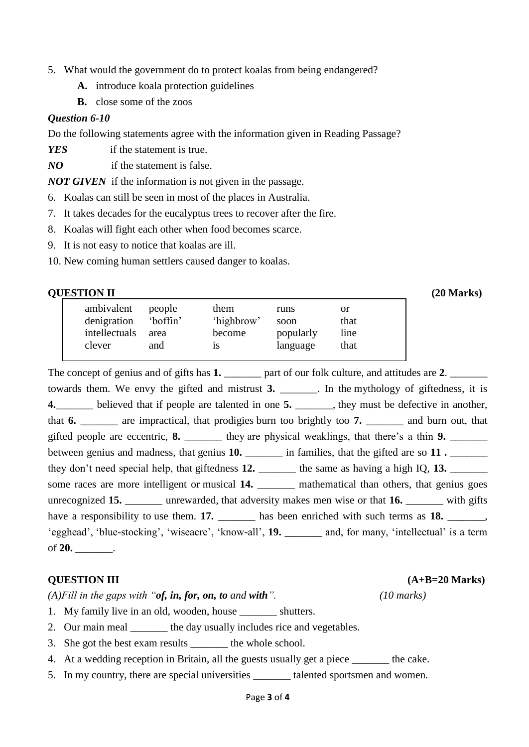5. What would the government do to protect koalas from being endangered?
   **A.** introduce koala protection guidelines
   **B.** close some of the zoos

***Question 6-10***

Do the following statements agree with the information given in Reading Passage?

***YES*** if the statement is true.

***NO*** if the statement is false.

***NOT GIVEN*** if the information is not given in the passage.

6. Koalas can still be seen in most of the places in Australia.
7. It takes decades for the eucalyptus trees to recover after the fire.
8. Koalas will fight each other when food becomes scarce.
9. It is not easy to notice that koalas are ill.
10. New coming human settlers caused danger to koalas.

**QUESTION II** **(20 Marks)**

| | | | | |
|---|---|---|---|---|
| ambivalent | people | them | runs | or |
| denigration | 'boffin' | 'highbrow' | soon | that |
| intellectuals | area | become | popularly | line |
| clever | and | is | language | that |

The concept of genius and of gifts has **1.** _______ part of our folk culture, and attitudes are **2**. _______ towards them. We envy the gifted and mistrust **3.** _______. In the mythology of giftedness, it is **4.**_______ believed that if people are talented in one **5.** _______, they must be defective in another, that **6.** _______ are impractical, that prodigies burn too brightly too **7.** _______ and burn out, that gifted people are eccentric, **8.** _______ they are physical weaklings, that there's a thin **9.** _______ between genius and madness, that genius **10.** _______ in families, that the gifted are so **11 .** _______ they don't need special help, that giftedness **12.** _______ the same as having a high IQ, **13.** _______ some races are more intelligent or musical **14.** _______ mathematical than others, that genius goes unrecognized **15.** _______ unrewarded, that adversity makes men wise or that **16.** _______ with gifts have a responsibility to use them. **17.** _______ has been enriched with such terms as **18.** _______, 'egghead', 'blue-stocking', 'wiseacre', 'know-all', **19.** _______ and, for many, 'intellectual' is a term of **20.** _______.

**QUESTION III** **(A+B=20 Marks)**

*(A)Fill in the gaps with "**of, in, for, on, to** and **with**".* *(10 marks)*

1. My family live in an old, wooden, house _______ shutters.
2. Our main meal _______ the day usually includes rice and vegetables.
3. She got the best exam results _______ the whole school.
4. At a wedding reception in Britain, all the guests usually get a piece _______ the cake.
5. In my country, there are special universities _______ talented sportsmen and women.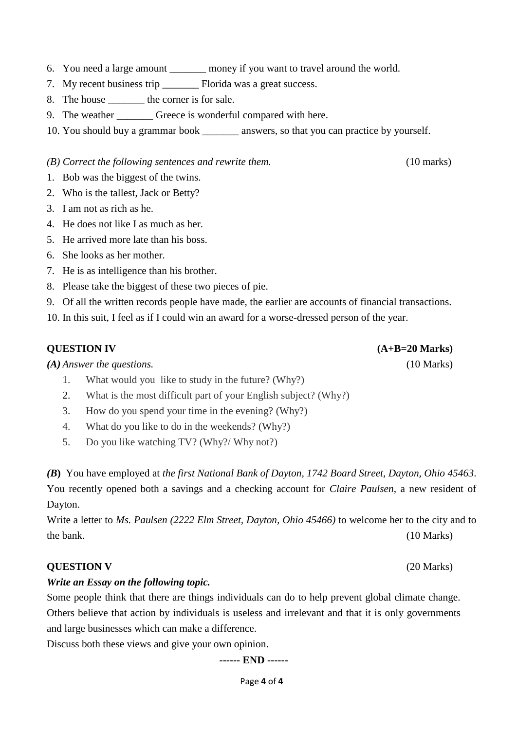6. You need a large amount _______ money if you want to travel around the world.
7. My recent business trip _______ Florida was a great success.
8. The house _______ the corner is for sale.
9. The weather _______ Greece is wonderful compared with here.
10. You should buy a grammar book _______ answers, so that you can practice by yourself.

*(B) Correct the following sentences and rewrite them.* (10 marks)

1. Bob was the biggest of the twins.
2. Who is the tallest, Jack or Betty?
3. I am not as rich as he.
4. He does not like I as much as her.
5. He arrived more late than his boss.
6. She looks as her mother.
7. He is as intelligence than his brother.
8. Please take the biggest of these two pieces of pie.
9. Of all the written records people have made, the earlier are accounts of financial transactions.
10. In this suit, I feel as if I could win an award for a worse-dressed person of the year.

**QUESTION IV** **(A+B=20 Marks)**

***(A)*** *Answer the questions.* (10 Marks)

1. What would you like to study in the future? (Why?)
2. What is the most difficult part of your English subject? (Why?)
3. How do you spend your time in the evening? (Why?)
4. What do you like to do in the weekends? (Why?)
5. Do you like watching TV? (Why?/ Why not?)

***(B)*** You have employed at *the first National Bank of Dayton, 1742 Board Street, Dayton, Ohio 45463*. You recently opened both a savings and a checking account for *Claire Paulsen*, a new resident of Dayton.

Write a letter to *Ms. Paulsen (2222 Elm Street, Dayton, Ohio 45466)* to welcome her to the city and to the bank. (10 Marks)

**QUESTION V** (20 Marks)

***Write an Essay on the following topic.***

Some people think that there are things individuals can do to help prevent global climate change. Others believe that action by individuals is useless and irrelevant and that it is only governments and large businesses which can make a difference.

Discuss both these views and give your own opinion.

**------ END ------**